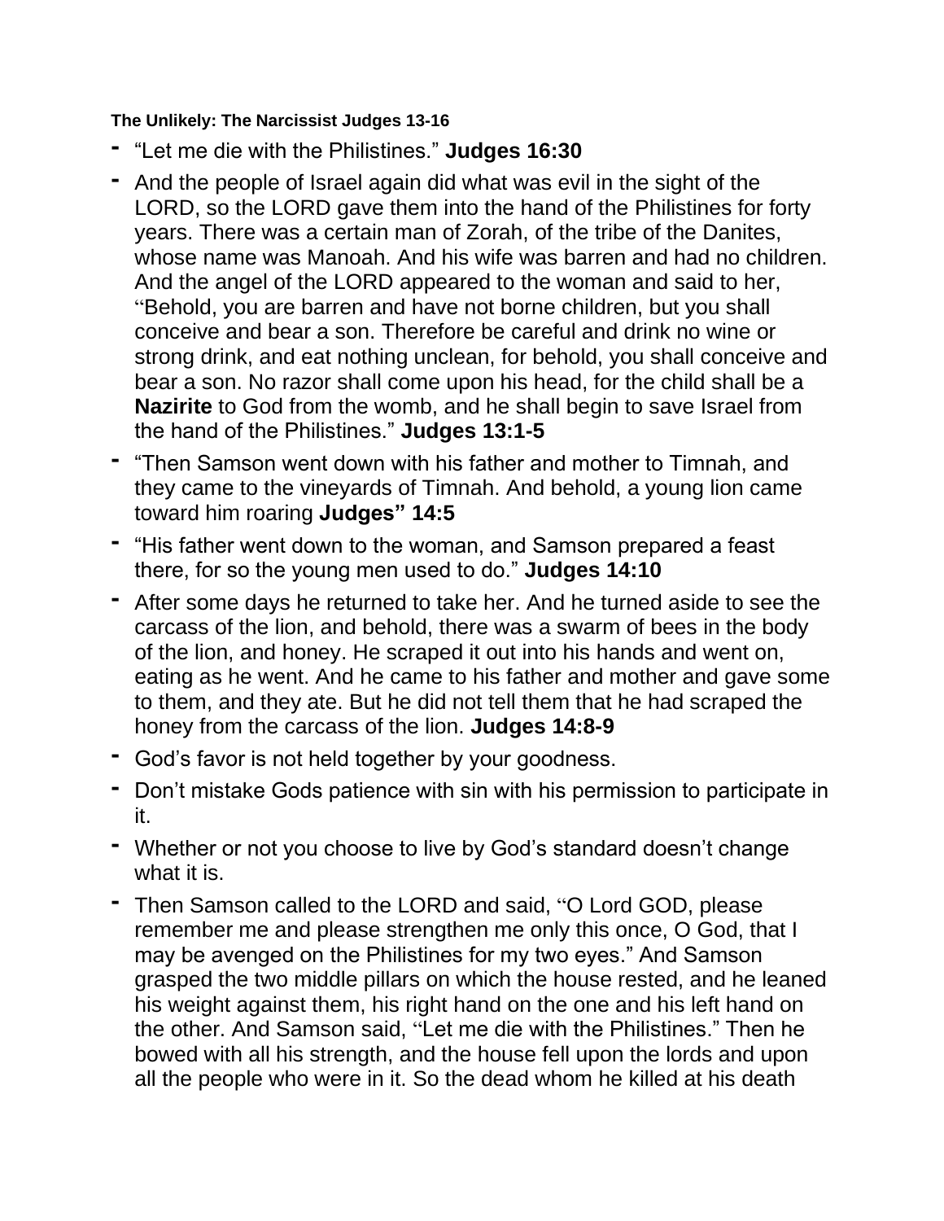**The Unlikely: The Narcissist Judges 13-16**

- “Let me die with the Philistines.” **Judges 16:30**
- And the people of Israel again did what was evil in the sight of the LORD, so the LORD gave them into the hand of the Philistines for forty years. There was a certain man of Zorah, of the tribe of the Danites, whose name was Manoah. And his wife was barren and had no children. And the angel of the LORD appeared to the woman and said to her, “Behold, you are barren and have not borne children, but you shall conceive and bear a son. Therefore be careful and drink no wine or strong drink, and eat nothing unclean, for behold, you shall conceive and bear a son. No razor shall come upon his head, for the child shall be a **Nazirite** to God from the womb, and he shall begin to save Israel from the hand of the Philistines.” **Judges 13:1-5**
- “Then Samson went down with his father and mother to Timnah, and they came to the vineyards of Timnah. And behold, a young lion came toward him roaring **Judges” 14:5**
- “His father went down to the woman, and Samson prepared a feast there, for so the young men used to do.” **Judges 14:10**
- After some days he returned to take her. And he turned aside to see the carcass of the lion, and behold, there was a swarm of bees in the body of the lion, and honey. He scraped it out into his hands and went on, eating as he went. And he came to his father and mother and gave some to them, and they ate. But he did not tell them that he had scraped the honey from the carcass of the lion. **Judges 14:8-9**
- God’s favor is not held together by your goodness.
- Don’t mistake Gods patience with sin with his permission to participate in it.
- Whether or not you choose to live by God’s standard doesn’t change what it is.
- Then Samson called to the LORD and said, “O Lord GOD, please remember me and please strengthen me only this once, O God, that I may be avenged on the Philistines for my two eyes.” And Samson grasped the two middle pillars on which the house rested, and he leaned his weight against them, his right hand on the one and his left hand on the other. And Samson said, “Let me die with the Philistines.” Then he bowed with all his strength, and the house fell upon the lords and upon all the people who were in it. So the dead whom he killed at his death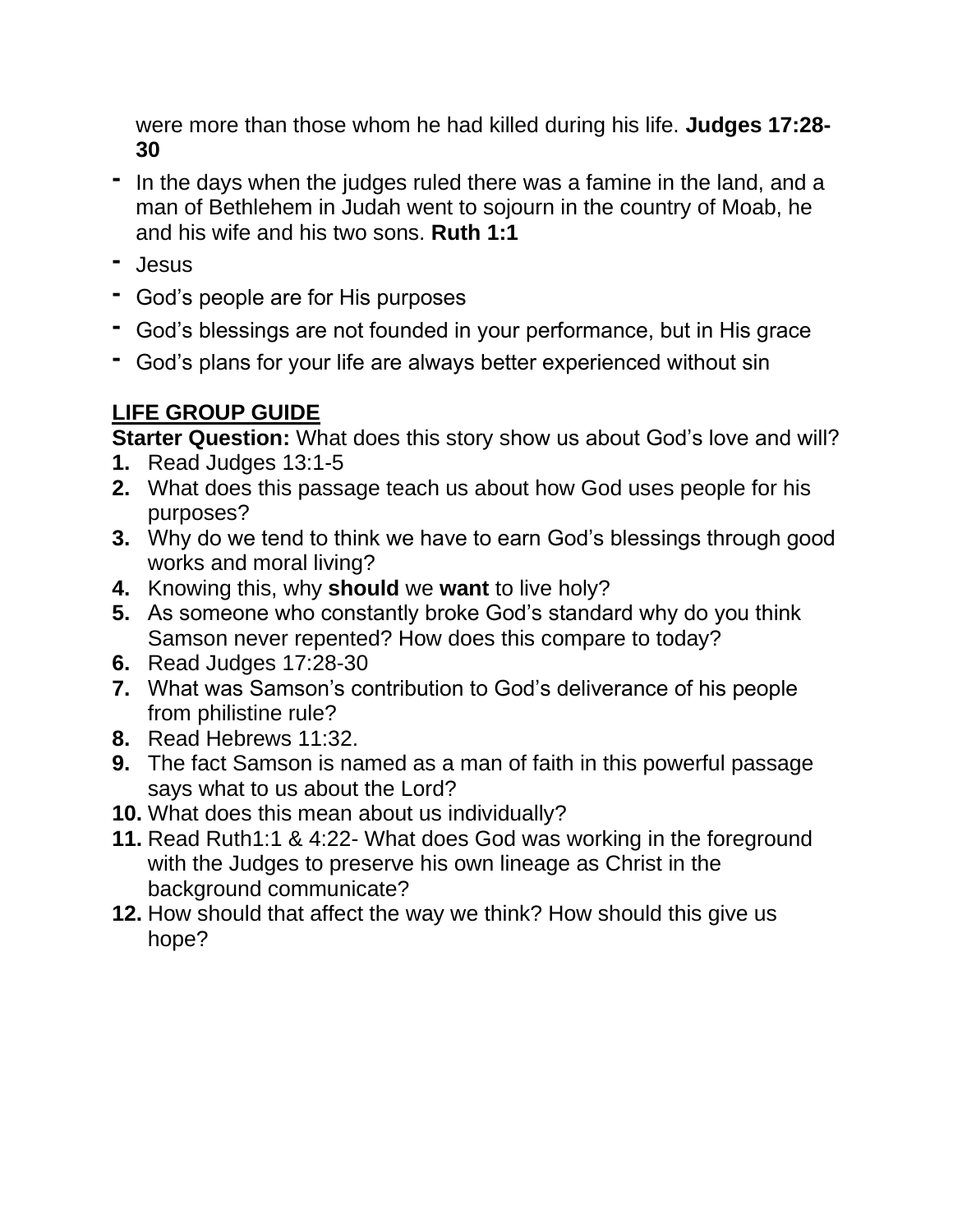were more than those whom he had killed during his life. **Judges 17:28-30**

- In the days when the judges ruled there was a famine in the land, and a man of Bethlehem in Judah went to sojourn in the country of Moab, he and his wife and his two sons. **Ruth 1:1**
- Jesus
- God's people are for His purposes
- God's blessings are not founded in your performance, but in His grace
- God's plans for your life are always better experienced without sin

**LIFE GROUP GUIDE**

**Starter Question:** What does this story show us about God's love and will?

1. Read Judges 13:1-5
2. What does this passage teach us about how God uses people for his purposes?
3. Why do we tend to think we have to earn God's blessings through good works and moral living?
4. Knowing this, why **should** we **want** to live holy?
5. As someone who constantly broke God's standard why do you think Samson never repented? How does this compare to today?
6. Read Judges 17:28-30
7. What was Samson's contribution to God's deliverance of his people from philistine rule?
8. Read Hebrews 11:32.
9. The fact Samson is named as a man of faith in this powerful passage says what to us about the Lord?
10. What does this mean about us individually?
11. Read Ruth1:1 & 4:22- What does God was working in the foreground with the Judges to preserve his own lineage as Christ in the background communicate?
12. How should that affect the way we think? How should this give us hope?